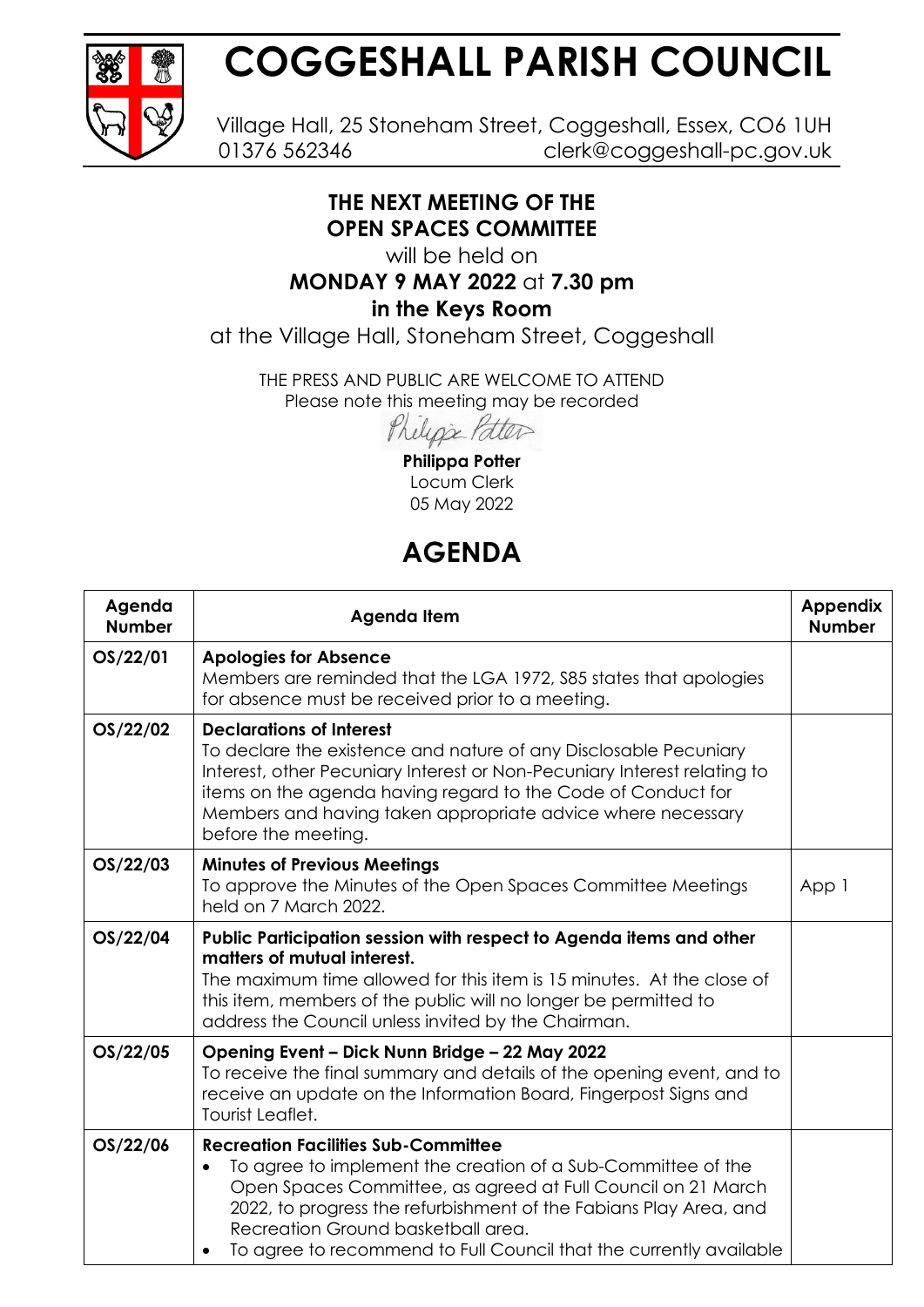# COGGESHALL PARISH COUNCIL

Village Hall, 25 Stoneham Street, Coggeshall, Essex, CO6 1UH
01376 562346 clerk@coggeshall-pc.gov.uk

**THE NEXT MEETING OF THE**
**OPEN SPACES COMMITTEE**

will be held on

**MONDAY 9 MAY 2022** at **7.30 pm**

**in the Keys Room**

at the Village Hall, Stoneham Street, Coggeshall

THE PRESS AND PUBLIC ARE WELCOME TO ATTEND
Please note this meeting may be recorded

Philippa Potter

**Philippa Potter**
Locum Clerk
05 May 2022

## AGENDA

| Agenda Number | Agenda Item | Appendix Number |
|---|---|---|
| OS/22/01 | **Apologies for Absence**<br>Members are reminded that the LGA 1972, S85 states that apologies for absence must be received prior to a meeting. | |
| OS/22/02 | **Declarations of Interest**<br>To declare the existence and nature of any Disclosable Pecuniary Interest, other Pecuniary Interest or Non-Pecuniary Interest relating to items on the agenda having regard to the Code of Conduct for Members and having taken appropriate advice where necessary before the meeting. | |
| OS/22/03 | **Minutes of Previous Meetings**<br>To approve the Minutes of the Open Spaces Committee Meetings held on 7 March 2022. | App 1 |
| OS/22/04 | **Public Participation session with respect to Agenda items and other matters of mutual interest.**<br>The maximum time allowed for this item is 15 minutes. At the close of this item, members of the public will no longer be permitted to address the Council unless invited by the Chairman. | |
| OS/22/05 | **Opening Event – Dick Nunn Bridge – 22 May 2022**<br>To receive the final summary and details of the opening event, and to receive an update on the Information Board, Fingerpost Signs and Tourist Leaflet. | |
| OS/22/06 | **Recreation Facilities Sub-Committee**<br>• To agree to implement the creation of a Sub-Committee of the Open Spaces Committee, as agreed at Full Council on 21 March 2022, to progress the refurbishment of the Fabians Play Area, and Recreation Ground basketball area.<br>• To agree to recommend to Full Council that the currently available | |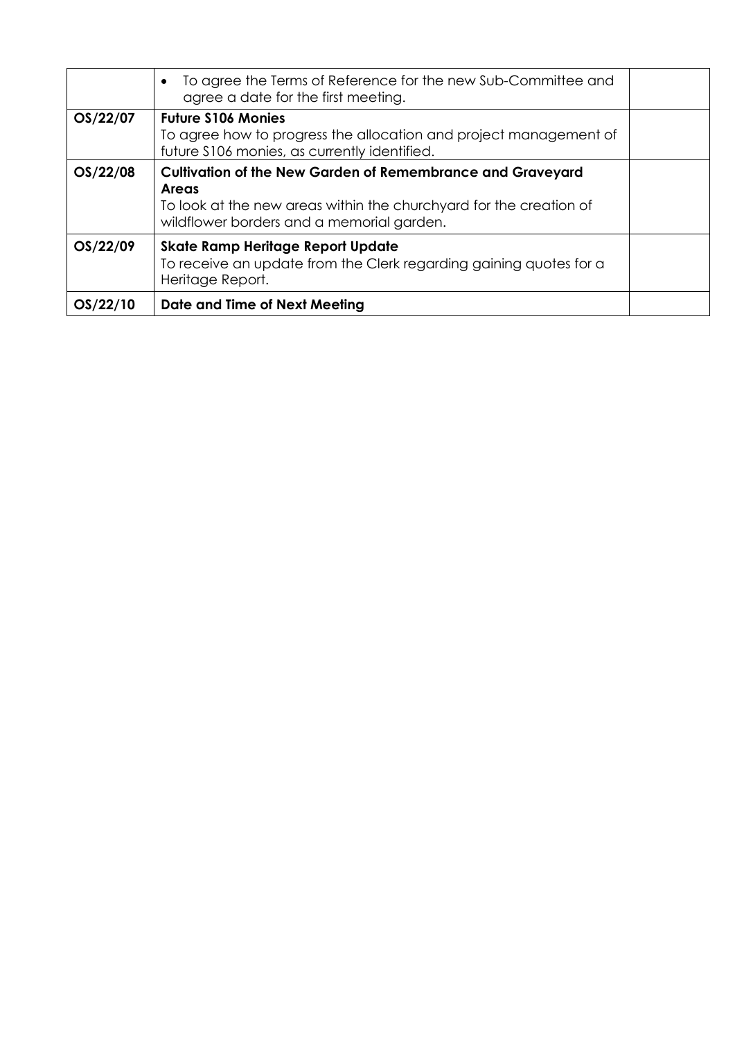| | | |
|---|---|---|
| | • To agree the Terms of Reference for the new Sub-Committee and agree a date for the first meeting. | |
| **OS/22/07** | **Future S106 Monies**<br>To agree how to progress the allocation and project management of future S106 monies, as currently identified. | |
| **OS/22/08** | **Cultivation of the New Garden of Remembrance and Graveyard Areas**<br>To look at the new areas within the churchyard for the creation of wildflower borders and a memorial garden. | |
| **OS/22/09** | **Skate Ramp Heritage Report Update**<br>To receive an update from the Clerk regarding gaining quotes for a Heritage Report. | |
| **OS/22/10** | **Date and Time of Next Meeting** | |